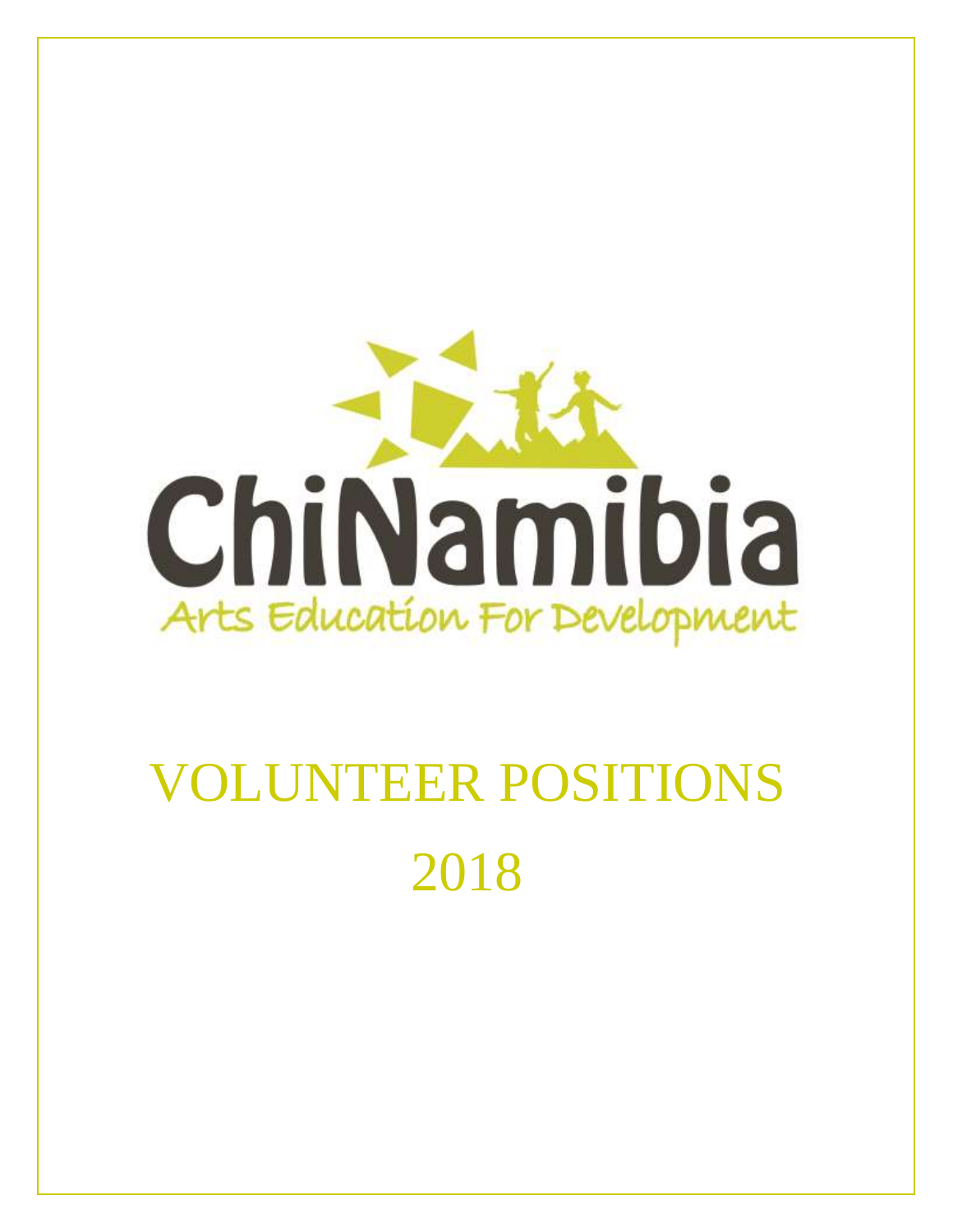ChiNamibia

Arts Education For Development

# VOLUNTEER POSITIONS

# 2018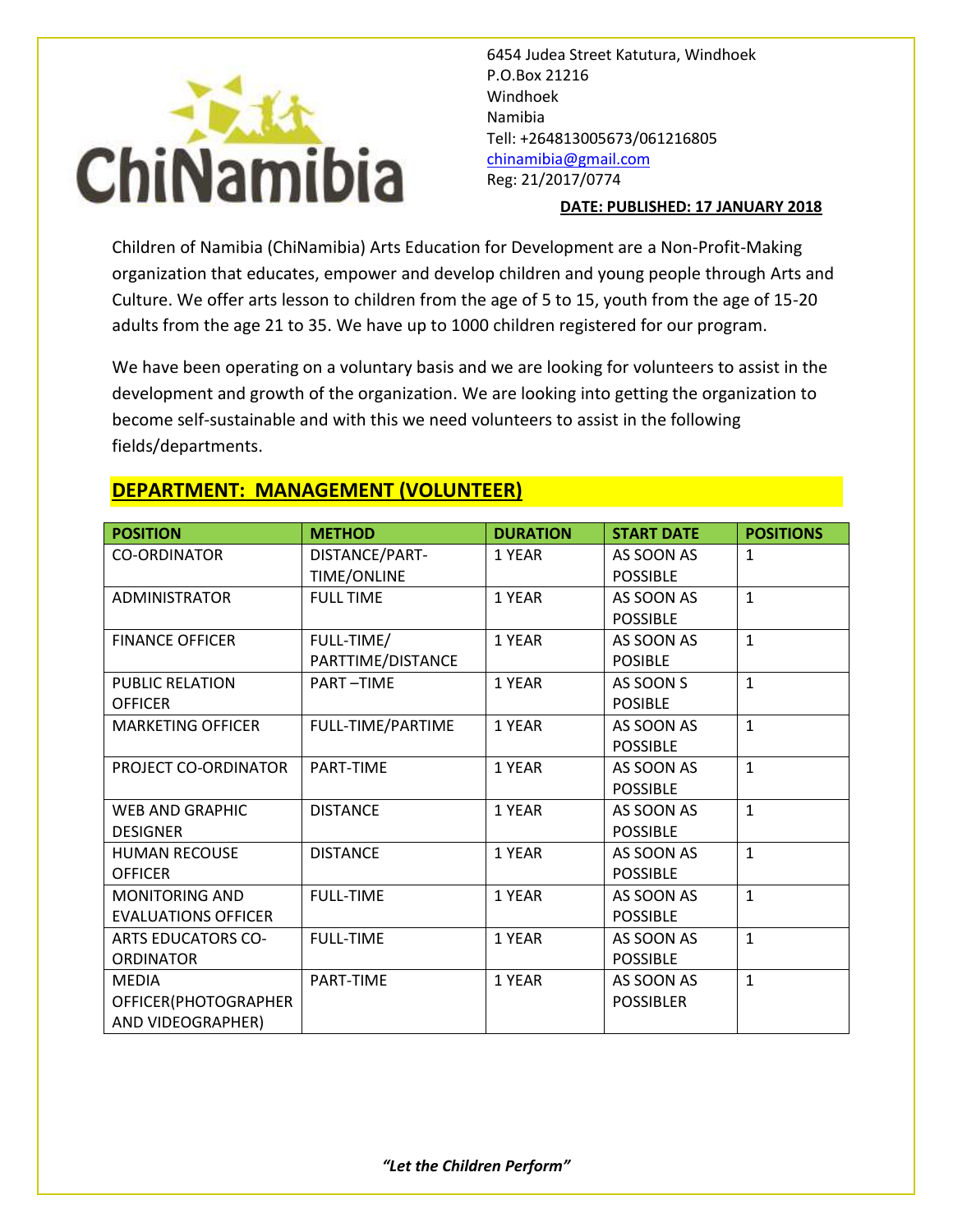ChiNamibia

6454 Judea Street Katutura, Windhoek
P.O.Box 21216
Windhoek
Namibia
Tell: +264813005673/061216805
chinamibia@gmail.com
Reg: 21/2017/0774

**DATE: PUBLISHED: 17 JANUARY 2018**

Children of Namibia (ChiNamibia) Arts Education for Development are a Non-Profit-Making organization that educates, empower and develop children and young people through Arts and Culture. We offer arts lesson to children from the age of 5 to 15, youth from the age of 15-20 adults from the age 21 to 35. We have up to 1000 children registered for our program.

We have been operating on a voluntary basis and we are looking for volunteers to assist in the development and growth of the organization. We are looking into getting the organization to become self-sustainable and with this we need volunteers to assist in the following fields/departments.

## DEPARTMENT: MANAGEMENT (VOLUNTEER)

| POSITION | METHOD | DURATION | START DATE | POSITIONS |
|---|---|---|---|---|
| CO-ORDINATOR | DISTANCE/PART-TIME/ONLINE | 1 YEAR | AS SOON AS POSSIBLE | 1 |
| ADMINISTRATOR | FULL TIME | 1 YEAR | AS SOON AS POSSIBLE | 1 |
| FINANCE OFFICER | FULL-TIME/ PARTTIME/DISTANCE | 1 YEAR | AS SOON AS POSIBLE | 1 |
| PUBLIC RELATION OFFICER | PART –TIME | 1 YEAR | AS SOON S POSIBLE | 1 |
| MARKETING OFFICER | FULL-TIME/PARTIME | 1 YEAR | AS SOON AS POSSIBLE | 1 |
| PROJECT CO-ORDINATOR | PART-TIME | 1 YEAR | AS SOON AS POSSIBLE | 1 |
| WEB AND GRAPHIC DESIGNER | DISTANCE | 1 YEAR | AS SOON AS POSSIBLE | 1 |
| HUMAN RECOUSE OFFICER | DISTANCE | 1 YEAR | AS SOON AS POSSIBLE | 1 |
| MONITORING AND EVALUATIONS OFFICER | FULL-TIME | 1 YEAR | AS SOON AS POSSIBLE | 1 |
| ARTS EDUCATORS CO-ORDINATOR | FULL-TIME | 1 YEAR | AS SOON AS POSSIBLE | 1 |
| MEDIA OFFICER(PHOTOGRAPHER AND VIDEOGRAPHER) | PART-TIME | 1 YEAR | AS SOON AS POSSIBLER | 1 |

*"Let the Children Perform"*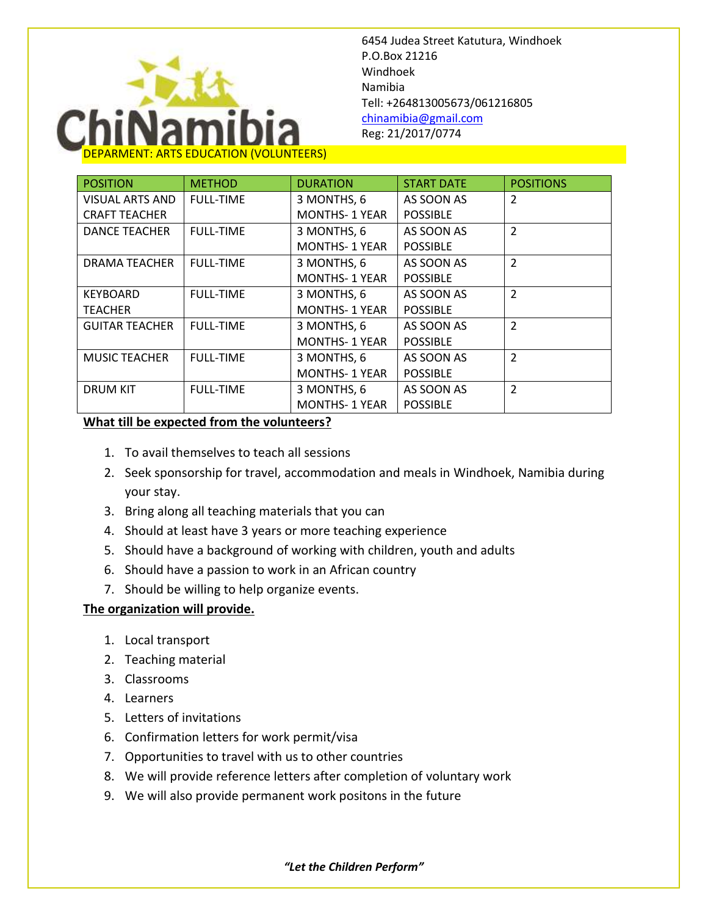6454 Judea Street Katutura, Windhoek
P.O.Box 21216
Windhoek
Namibia
Tell: +264813005673/061216805
chinamibia@gmail.com
Reg: 21/2017/0774

DEPARMENT: ARTS EDUCATION (VOLUNTEERS)

| POSITION | METHOD | DURATION | START DATE | POSITIONS |
|---|---|---|---|---|
| VISUAL ARTS AND CRAFT TEACHER | FULL-TIME | 3 MONTHS, 6 MONTHS- 1 YEAR | AS SOON AS POSSIBLE | 2 |
| DANCE TEACHER | FULL-TIME | 3 MONTHS, 6 MONTHS- 1 YEAR | AS SOON AS POSSIBLE | 2 |
| DRAMA TEACHER | FULL-TIME | 3 MONTHS, 6 MONTHS- 1 YEAR | AS SOON AS POSSIBLE | 2 |
| KEYBOARD TEACHER | FULL-TIME | 3 MONTHS, 6 MONTHS- 1 YEAR | AS SOON AS POSSIBLE | 2 |
| GUITAR TEACHER | FULL-TIME | 3 MONTHS, 6 MONTHS- 1 YEAR | AS SOON AS POSSIBLE | 2 |
| MUSIC TEACHER | FULL-TIME | 3 MONTHS, 6 MONTHS- 1 YEAR | AS SOON AS POSSIBLE | 2 |
| DRUM KIT | FULL-TIME | 3 MONTHS, 6 MONTHS- 1 YEAR | AS SOON AS POSSIBLE | 2 |

**What till be expected from the volunteers?**

1. To avail themselves to teach all sessions
2. Seek sponsorship for travel, accommodation and meals in Windhoek, Namibia during your stay.
3. Bring along all teaching materials that you can
4. Should at least have 3 years or more teaching experience
5. Should have a background of working with children, youth and adults
6. Should have a passion to work in an African country
7. Should be willing to help organize events.

**The organization will provide.**

1. Local transport
2. Teaching material
3. Classrooms
4. Learners
5. Letters of invitations
6. Confirmation letters for work permit/visa
7. Opportunities to travel with us to other countries
8. We will provide reference letters after completion of voluntary work
9. We will also provide permanent work positons in the future

***"Let the Children Perform"***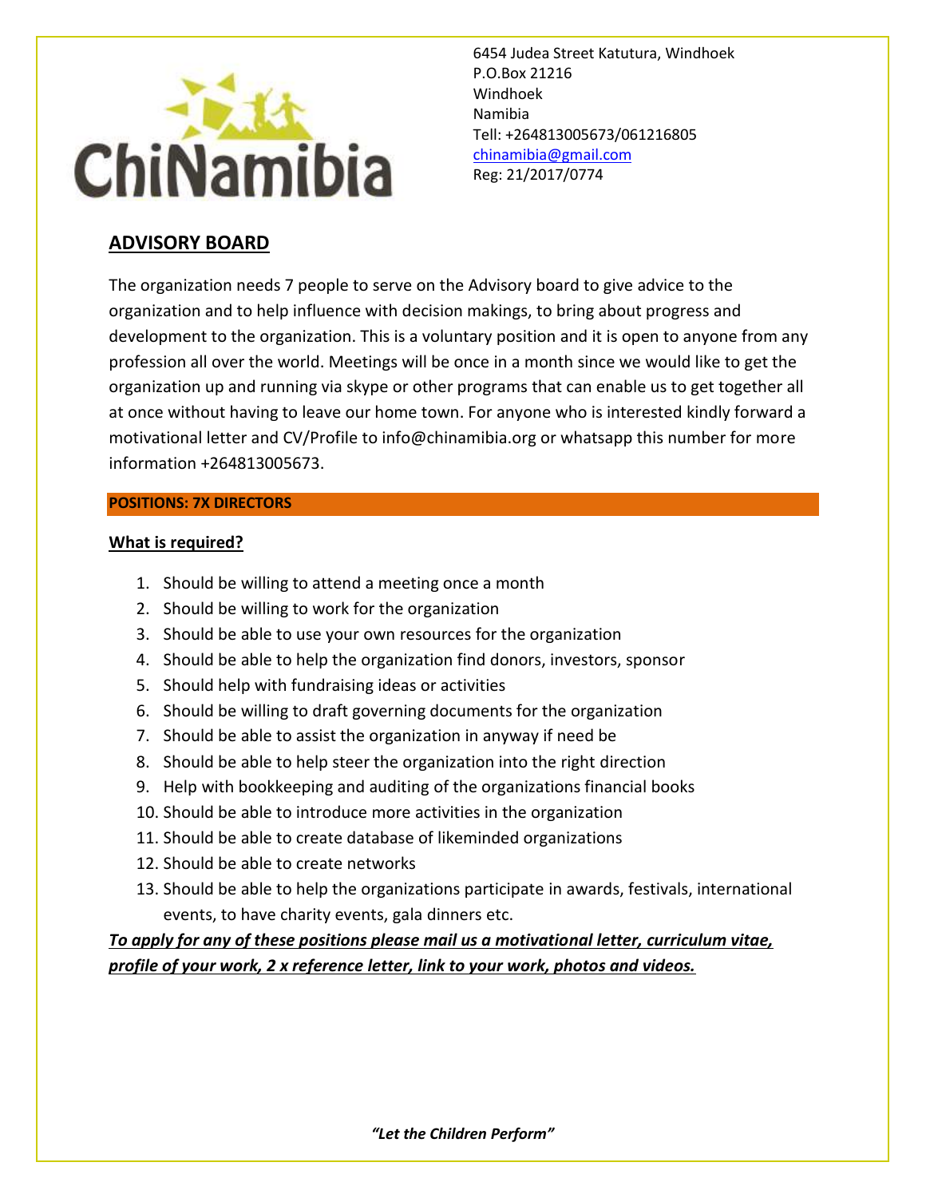ChiNamibia

6454 Judea Street Katutura, Windhoek
P.O.Box 21216
Windhoek
Namibia
Tell: +264813005673/061216805
chinamibia@gmail.com
Reg: 21/2017/0774

## ADVISORY BOARD

The organization needs 7 people to serve on the Advisory board to give advice to the organization and to help influence with decision makings, to bring about progress and development to the organization. This is a voluntary position and it is open to anyone from any profession all over the world. Meetings will be once in a month since we would like to get the organization up and running via skype or other programs that can enable us to get together all at once without having to leave our home town. For anyone who is interested kindly forward a motivational letter and CV/Profile to info@chinamibia.org or whatsapp this number for more information +264813005673.

**POSITIONS: 7X DIRECTORS**

**What is required?**

1. Should be willing to attend a meeting once a month
2. Should be willing to work for the organization
3. Should be able to use your own resources for the organization
4. Should be able to help the organization find donors, investors, sponsor
5. Should help with fundraising ideas or activities
6. Should be willing to draft governing documents for the organization
7. Should be able to assist the organization in anyway if need be
8. Should be able to help steer the organization into the right direction
9. Help with bookkeeping and auditing of the organizations financial books
10. Should be able to introduce more activities in the organization
11. Should be able to create database of likeminded organizations
12. Should be able to create networks
13. Should be able to help the organizations participate in awards, festivals, international events, to have charity events, gala dinners etc.

***To apply for any of these positions please mail us a motivational letter, curriculum vitae, profile of your work, 2 x reference letter, link to your work, photos and videos.***

***"Let the Children Perform"***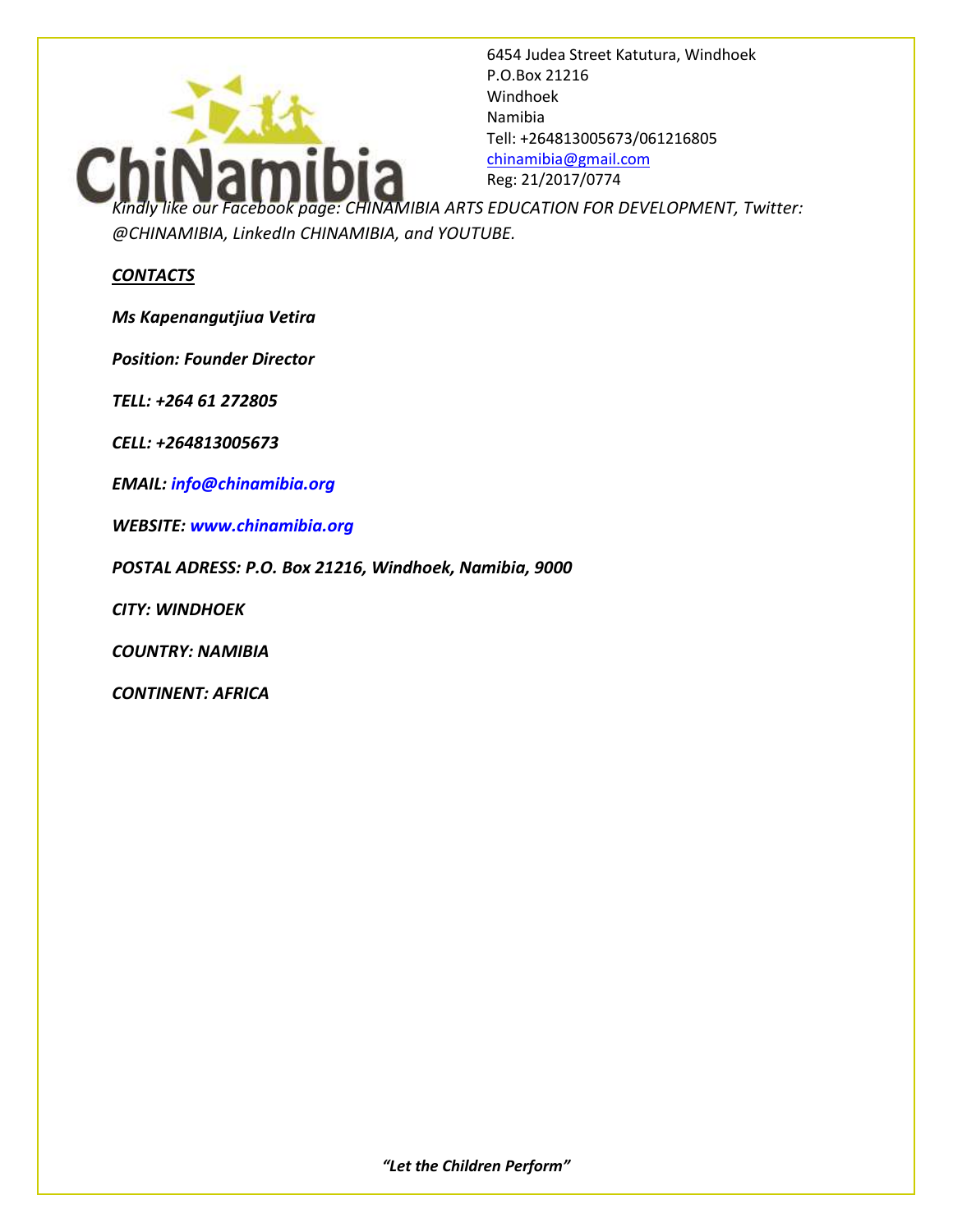6454 Judea Street Katutura, Windhoek
P.O.Box 21216
Windhoek
Namibia
Tell: +264813005673/061216805
chinamibia@gmail.com
Reg: 21/2017/0774

*Kindly like our Facebook page: CHINAMIBIA ARTS EDUCATION FOR DEVELOPMENT, Twitter: @CHINAMIBIA, LinkedIn CHINAMIBIA, and YOUTUBE.*

***CONTACTS***

***Ms Kapenangutjiua Vetira***

***Position: Founder Director***

***TELL: +264 61 272805***

***CELL: +264813005673***

***EMAIL: info@chinamibia.org***

***WEBSITE: www.chinamibia.org***

***POSTAL ADRESS: P.O. Box 21216, Windhoek, Namibia, 9000***

***CITY: WINDHOEK***

***COUNTRY: NAMIBIA***

***CONTINENT: AFRICA***

***"Let the Children Perform"***